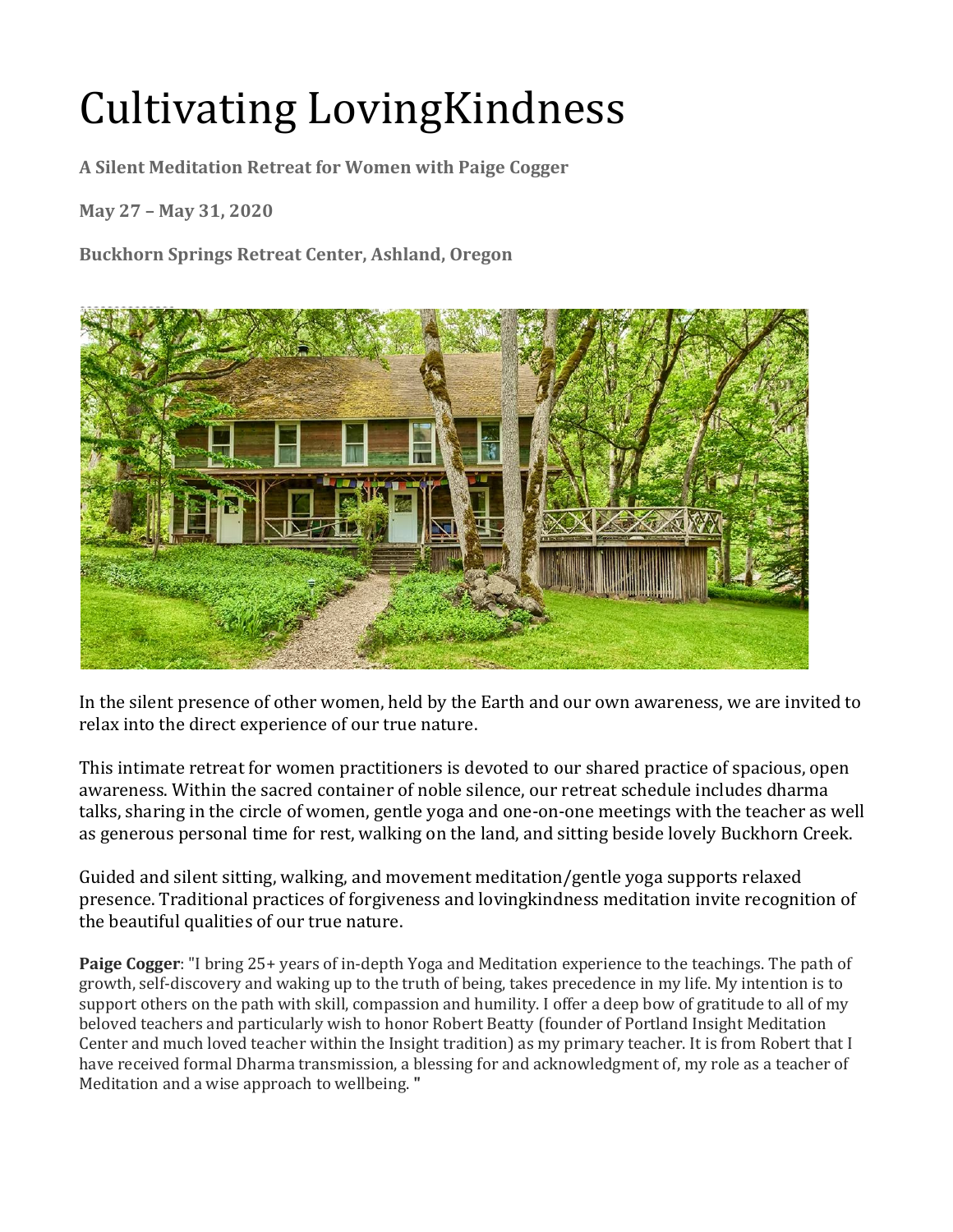# Cultivating LovingKindness

**A Silent Meditation Retreat for Women with Paige Cogger**

**May 27 – May 31, 2020**

**Buckhorn Springs Retreat Center, Ashland, Oregon**

In the silent presence of other women, held by the Earth and our own awareness, we are invited to relax into the direct experience of our true nature.

This intimate retreat for women practitioners is devoted to our shared practice of spacious, open awareness. Within the sacred container of noble silence, our retreat schedule includes dharma talks, sharing in the circle of women, gentle yoga and one-on-one meetings with the teacher as well as generous personal time for rest, walking on the land, and sitting beside lovely Buckhorn Creek.

Guided and silent sitting, walking, and movement meditation/gentle yoga supports relaxed presence. Traditional practices of forgiveness and lovingkindness meditation invite recognition of the beautiful qualities of our true nature.

**Paige Cogger**: "I bring 25+ years of in-depth Yoga and Meditation experience to the teachings. The path of growth, self-discovery and waking up to the truth of being, takes precedence in my life. My intention is to support others on the path with skill, compassion and humility. I offer a deep bow of gratitude to all of my beloved teachers and particularly wish to honor Robert Beatty (founder of Portland Insight Meditation Center and much loved teacher within the Insight tradition) as my primary teacher. It is from Robert that I have received formal Dharma transmission, a blessing for and acknowledgment of, my role as a teacher of Meditation and a wise approach to wellbeing. **"**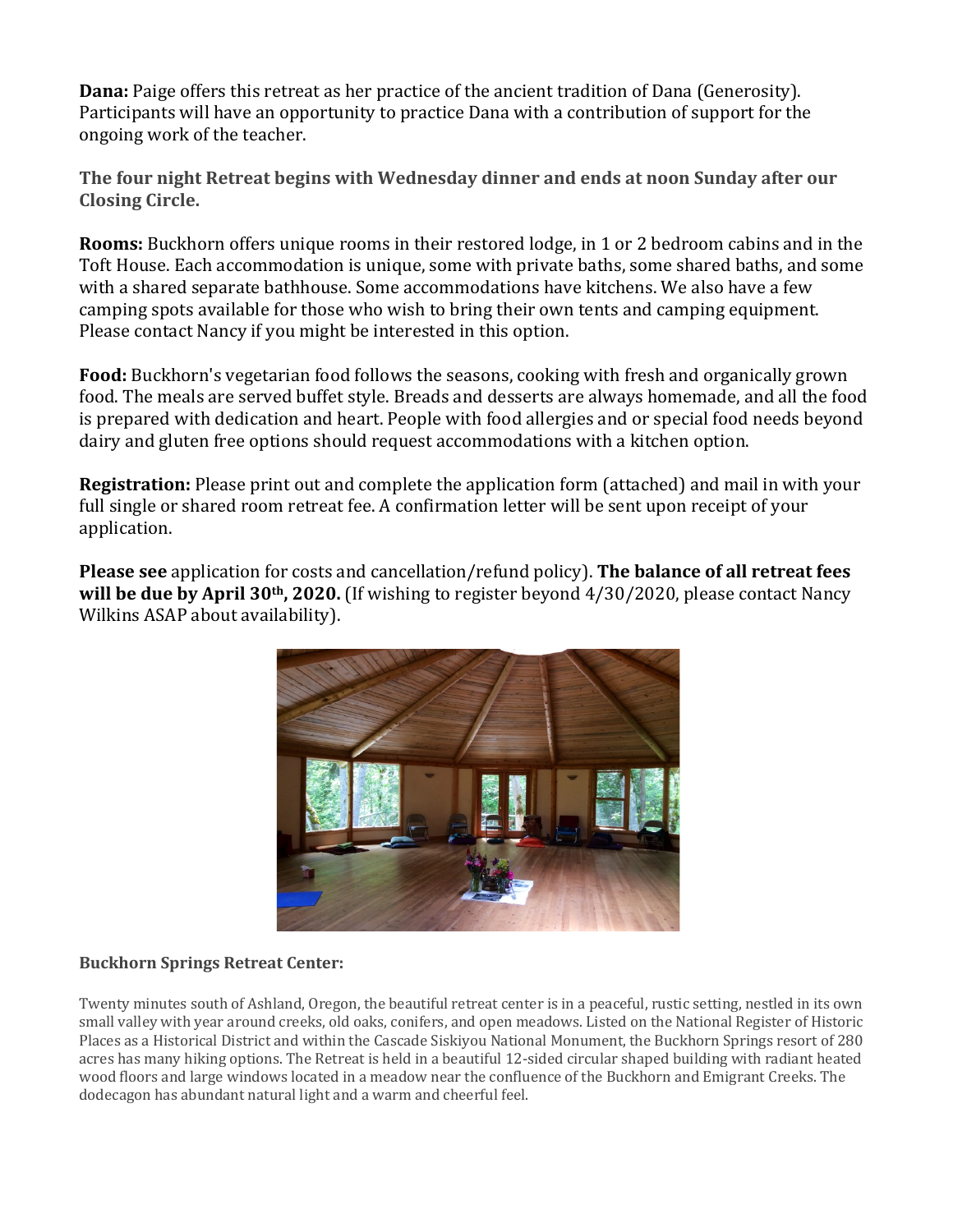**Dana:** Paige offers this retreat as her practice of the ancient tradition of Dana (Generosity). Participants will have an opportunity to practice Dana with a contribution of support for the ongoing work of the teacher.

**The four night Retreat begins with Wednesday dinner and ends at noon Sunday after our Closing Circle.**

**Rooms:** Buckhorn offers unique rooms in their restored lodge, in 1 or 2 bedroom cabins and in the Toft House. Each accommodation is unique, some with private baths, some shared baths, and some with a shared separate bathhouse. Some accommodations have kitchens. We also have a few camping spots available for those who wish to bring their own tents and camping equipment. Please contact Nancy if you might be interested in this option.

**Food:** Buckhorn's vegetarian food follows the seasons, cooking with fresh and organically grown food. The meals are served buffet style. Breads and desserts are always homemade, and all the food is prepared with dedication and heart. People with food allergies and or special food needs beyond dairy and gluten free options should request accommodations with a kitchen option.

**Registration:** Please print out and complete the application form (attached) and mail in with your full single or shared room retreat fee. A confirmation letter will be sent upon receipt of your application.

**Please see** application for costs and cancellation/refund policy). **The balance of all retreat fees will be due by April 30th, 2020.** (If wishing to register beyond 4/30/2020, please contact Nancy Wilkins ASAP about availability).

**Buckhorn Springs Retreat Center:**

Twenty minutes south of Ashland, Oregon, the beautiful retreat center is in a peaceful, rustic setting, nestled in its own small valley with year around creeks, old oaks, conifers, and open meadows. Listed on the National Register of Historic Places as a Historical District and within the Cascade Siskiyou National Monument, the Buckhorn Springs resort of 280 acres has many hiking options. The Retreat is held in a beautiful 12-sided circular shaped building with radiant heated wood floors and large windows located in a meadow near the confluence of the Buckhorn and Emigrant Creeks. The dodecagon has abundant natural light and a warm and cheerful feel.